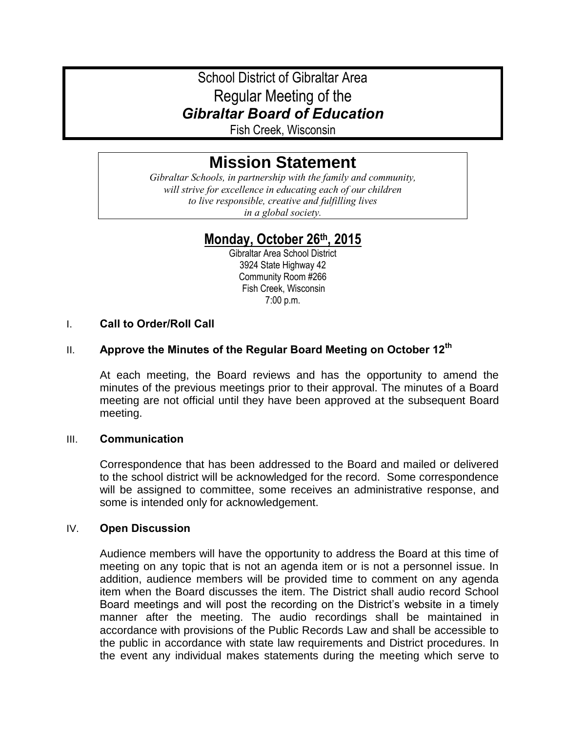# School District of Gibraltar Area
# Regular Meeting of the
# *Gibraltar Board of Education*

Fish Creek, Wisconsin

## Mission Statement

*Gibraltar Schools, in partnership with the family and community,*
*will strive for excellence in educating each of our children*
*to live responsible, creative and fulfilling lives*
*in a global society.*

## Monday, October 26th, 2015

Gibraltar Area School District
3924 State Highway 42
Community Room #266
Fish Creek, Wisconsin
7:00 p.m.

### I. Call to Order/Roll Call

### II. Approve the Minutes of the Regular Board Meeting on October 12th

At each meeting, the Board reviews and has the opportunity to amend the minutes of the previous meetings prior to their approval. The minutes of a Board meeting are not official until they have been approved at the subsequent Board meeting.

### III. Communication

Correspondence that has been addressed to the Board and mailed or delivered to the school district will be acknowledged for the record. Some correspondence will be assigned to committee, some receives an administrative response, and some is intended only for acknowledgement.

### IV. Open Discussion

Audience members will have the opportunity to address the Board at this time of meeting on any topic that is not an agenda item or is not a personnel issue. In addition, audience members will be provided time to comment on any agenda item when the Board discusses the item. The District shall audio record School Board meetings and will post the recording on the District's website in a timely manner after the meeting. The audio recordings shall be maintained in accordance with provisions of the Public Records Law and shall be accessible to the public in accordance with state law requirements and District procedures. In the event any individual makes statements during the meeting which serve to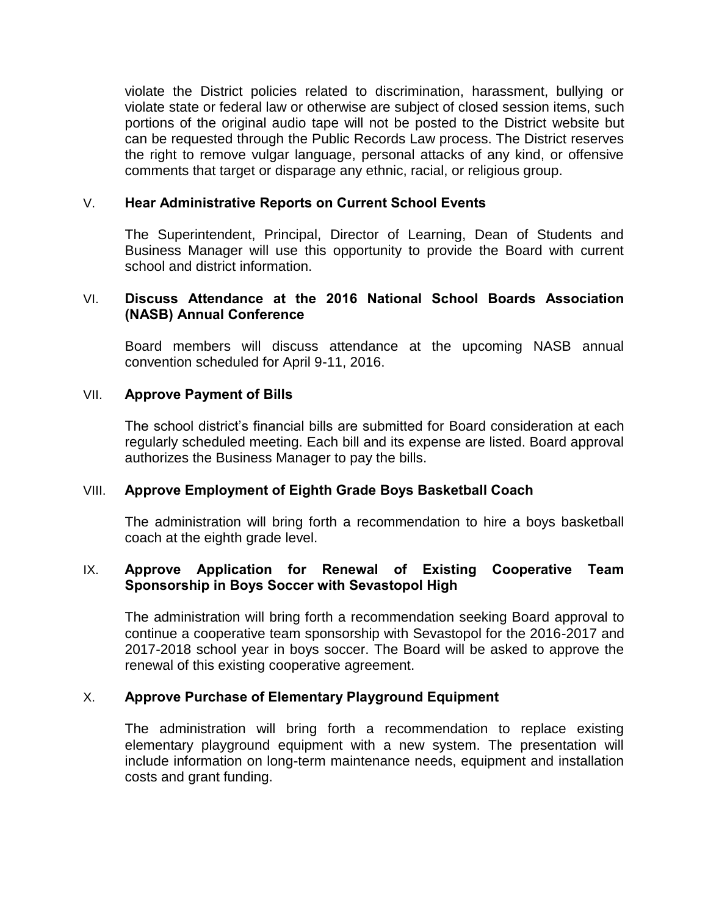violate the District policies related to discrimination, harassment, bullying or violate state or federal law or otherwise are subject of closed session items, such portions of the original audio tape will not be posted to the District website but can be requested through the Public Records Law process. The District reserves the right to remove vulgar language, personal attacks of any kind, or offensive comments that target or disparage any ethnic, racial, or religious group.

V. **Hear Administrative Reports on Current School Events**

The Superintendent, Principal, Director of Learning, Dean of Students and Business Manager will use this opportunity to provide the Board with current school and district information.

VI. **Discuss Attendance at the 2016 National School Boards Association (NASB) Annual Conference**

Board members will discuss attendance at the upcoming NASB annual convention scheduled for April 9-11, 2016.

VII. **Approve Payment of Bills**

The school district's financial bills are submitted for Board consideration at each regularly scheduled meeting. Each bill and its expense are listed. Board approval authorizes the Business Manager to pay the bills.

VIII. **Approve Employment of Eighth Grade Boys Basketball Coach**

The administration will bring forth a recommendation to hire a boys basketball coach at the eighth grade level.

IX. **Approve Application for Renewal of Existing Cooperative Team Sponsorship in Boys Soccer with Sevastopol High**

The administration will bring forth a recommendation seeking Board approval to continue a cooperative team sponsorship with Sevastopol for the 2016-2017 and 2017-2018 school year in boys soccer. The Board will be asked to approve the renewal of this existing cooperative agreement.

X. **Approve Purchase of Elementary Playground Equipment**

The administration will bring forth a recommendation to replace existing elementary playground equipment with a new system. The presentation will include information on long-term maintenance needs, equipment and installation costs and grant funding.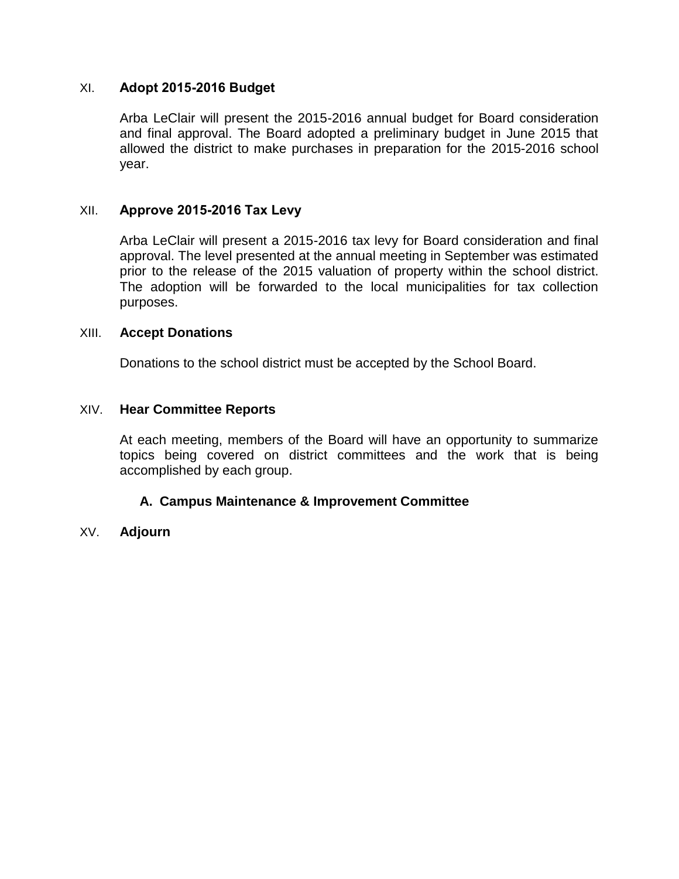XI. **Adopt 2015-2016 Budget**

Arba LeClair will present the 2015-2016 annual budget for Board consideration and final approval. The Board adopted a preliminary budget in June 2015 that allowed the district to make purchases in preparation for the 2015-2016 school year.

XII. **Approve 2015-2016 Tax Levy**

Arba LeClair will present a 2015-2016 tax levy for Board consideration and final approval. The level presented at the annual meeting in September was estimated prior to the release of the 2015 valuation of property within the school district. The adoption will be forwarded to the local municipalities for tax collection purposes.

XIII. **Accept Donations**

Donations to the school district must be accepted by the School Board.

XIV. **Hear Committee Reports**

At each meeting, members of the Board will have an opportunity to summarize topics being covered on district committees and the work that is being accomplished by each group.

**A. Campus Maintenance & Improvement Committee**

XV. **Adjourn**